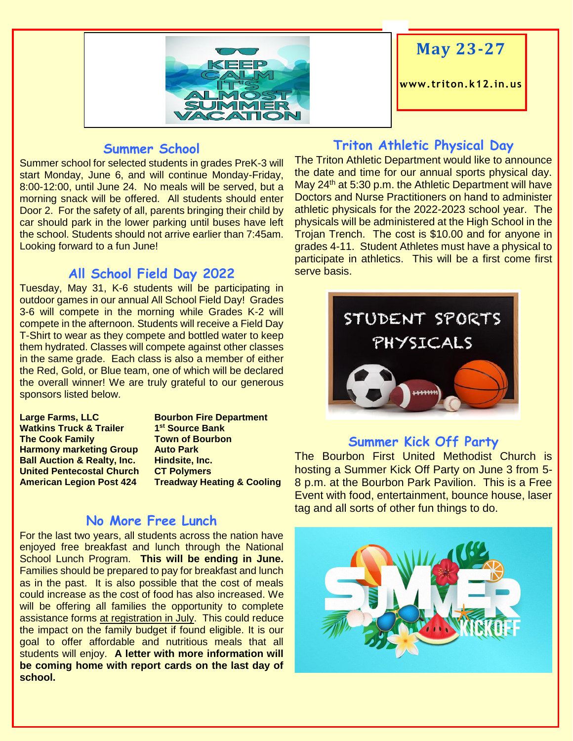**May 23-27**

**www.triton.k12.in.us**

## Summer School

Summer school for selected students in grades PreK-3 will start Monday, June 6, and will continue Monday-Friday, 8:00-12:00, until June 24. No meals will be served, but a morning snack will be offered. All students should enter Door 2. For the safety of all, parents bringing their child by car should park in the lower parking until buses have left the school. Students should not arrive earlier than 7:45am. Looking forward to a fun June!

## All School Field Day 2022

Tuesday, May 31, K-6 students will be participating in outdoor games in our annual All School Field Day! Grades 3-6 will compete in the morning while Grades K-2 will compete in the afternoon. Students will receive a Field Day T-Shirt to wear as they compete and bottled water to keep them hydrated. Classes will compete against other classes in the same grade. Each class is also a member of either the Red, Gold, or Blue team, one of which will be declared the overall winner! We are truly grateful to our generous sponsors listed below.

**Large Farms, LLC**
**Watkins Truck & Trailer**
**The Cook Family**
**Harmony marketing Group**
**Ball Auction & Realty, Inc.**
**United Pentecostal Church**
**American Legion Post 424**
**Bourbon Fire Department**
**1st Source Bank**
**Town of Bourbon**
**Auto Park**
**Hindsite, Inc.**
**CT Polymers**
**Treadway Heating & Cooling**

## No More Free Lunch

For the last two years, all students across the nation have enjoyed free breakfast and lunch through the National School Lunch Program. **This will be ending in June.** Families should be prepared to pay for breakfast and lunch as in the past. It is also possible that the cost of meals could increase as the cost of food has also increased. We will be offering all families the opportunity to complete assistance forms at registration in July. This could reduce the impact on the family budget if found eligible. It is our goal to offer affordable and nutritious meals that all students will enjoy. **A letter with more information will be coming home with report cards on the last day of school.**

## Triton Athletic Physical Day

The Triton Athletic Department would like to announce the date and time for our annual sports physical day. May 24th at 5:30 p.m. the Athletic Department will have Doctors and Nurse Practitioners on hand to administer athletic physicals for the 2022-2023 school year. The physicals will be administered at the High School in the Trojan Trench. The cost is $10.00 and for anyone in grades 4-11. Student Athletes must have a physical to participate in athletics. This will be a first come first serve basis.

## Summer Kick Off Party

The Bourbon First United Methodist Church is hosting a Summer Kick Off Party on June 3 from 5-8 p.m. at the Bourbon Park Pavilion. This is a Free Event with food, entertainment, bounce house, laser tag and all sorts of other fun things to do.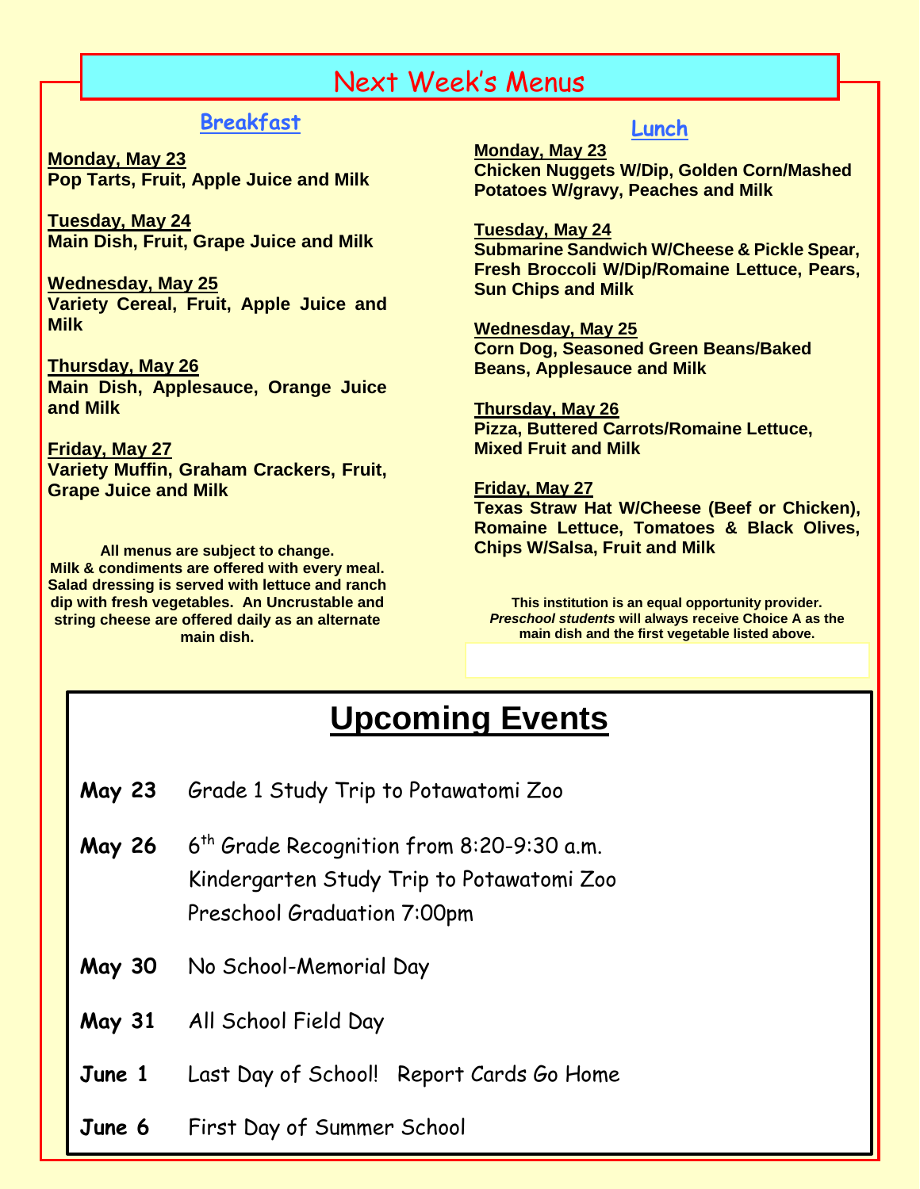# Next Week's Menus

## Breakfast

**Monday, May 23**
**Pop Tarts, Fruit, Apple Juice and Milk**

**Tuesday, May 24**
**Main Dish, Fruit, Grape Juice and Milk**

**Wednesday, May 25**
**Variety Cereal, Fruit, Apple Juice and Milk**

**Thursday, May 26**
**Main Dish, Applesauce, Orange Juice and Milk**

**Friday, May 27**
**Variety Muffin, Graham Crackers, Fruit, Grape Juice and Milk**

**All menus are subject to change. Milk & condiments are offered with every meal. Salad dressing is served with lettuce and ranch dip with fresh vegetables. An Uncrustable and string cheese are offered daily as an alternate main dish.**

## Lunch

**Monday, May 23**
**Chicken Nuggets W/Dip, Golden Corn/Mashed Potatoes W/gravy, Peaches and Milk**

**Tuesday, May 24**
**Submarine Sandwich W/Cheese & Pickle Spear, Fresh Broccoli W/Dip/Romaine Lettuce, Pears, Sun Chips and Milk**

**Wednesday, May 25**
**Corn Dog, Seasoned Green Beans/Baked Beans, Applesauce and Milk**

**Thursday, May 26**
**Pizza, Buttered Carrots/Romaine Lettuce, Mixed Fruit and Milk**

**Friday, May 27**
**Texas Straw Hat W/Cheese (Beef or Chicken), Romaine Lettuce, Tomatoes & Black Olives, Chips W/Salsa, Fruit and Milk**

**This institution is an equal opportunity provider. *Preschool students* will always receive Choice A as the main dish and the first vegetable listed above.**

# Upcoming Events

**May 23** Grade 1 Study Trip to Potawatomi Zoo

**May 26** 6th Grade Recognition from 8:20-9:30 a.m.
Kindergarten Study Trip to Potawatomi Zoo
Preschool Graduation 7:00pm

**May 30** No School-Memorial Day

**May 31** All School Field Day

**June 1** Last Day of School! Report Cards Go Home

**June 6** First Day of Summer School